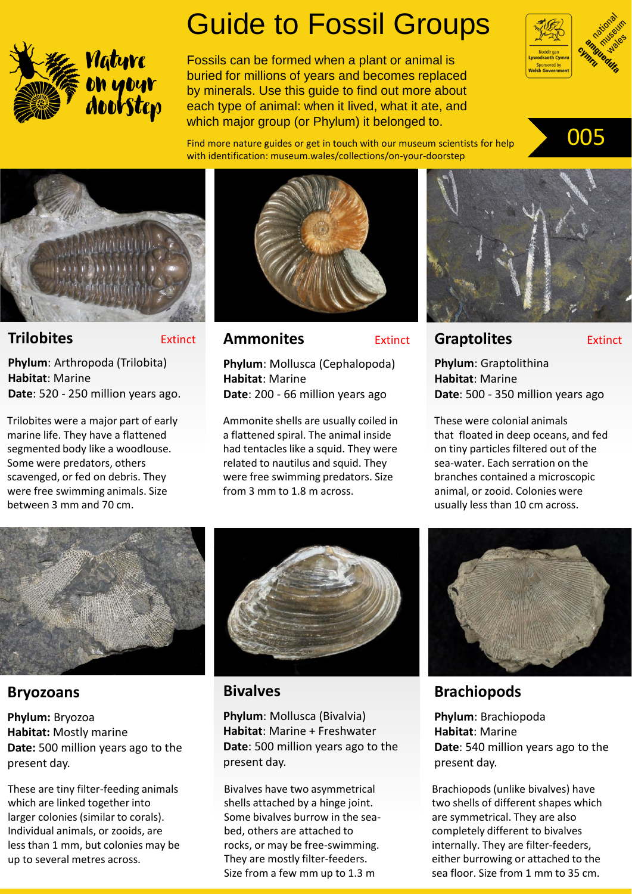# Guide to Fossil Groups

Nature on your doorstep

Fossils can be formed when a plant or animal is buried for millions of years and becomes replaced by minerals. Use this guide to find out more about each type of animal: when it lived, what it ate, and which major group (or Phylum) it belonged to.

Find more nature guides or get in touch with our museum scientists for help with identification: museum.wales/collections/on-your-doorstep

005

## Trilobites

Extinct

**Phylum**: Arthropoda (Trilobita)
**Habitat**: Marine
**Date**: 520 - 250 million years ago.

Trilobites were a major part of early marine life. They have a flattened segmented body like a woodlouse. Some were predators, others scavenged, or fed on debris. They were free swimming animals. Size between 3 mm and 70 cm.

## Ammonites

Extinct

**Phylum**: Mollusca (Cephalopoda)
**Habitat**: Marine
**Date**: 200 - 66 million years ago

Ammonite shells are usually coiled in a flattened spiral. The animal inside had tentacles like a squid. They were related to nautilus and squid. They were free swimming predators. Size from 3 mm to 1.8 m across.

## Graptolites

Extinct

**Phylum**: Graptolithina
**Habitat**: Marine
**Date**: 500 - 350 million years ago

These were colonial animals that floated in deep oceans, and fed on tiny particles filtered out of the sea-water. Each serration on the branches contained a microscopic animal, or zooid. Colonies were usually less than 10 cm across.

## Bryozoans

**Phylum:** Bryozoa
**Habitat:** Mostly marine
**Date:** 500 million years ago to the present day.

These are tiny filter-feeding animals which are linked together into larger colonies (similar to corals). Individual animals, or zooids, are less than 1 mm, but colonies may be up to several metres across.

## Bivalves

**Phylum**: Mollusca (Bivalvia)
**Habitat**: Marine + Freshwater
**Date**: 500 million years ago to the present day.

Bivalves have two asymmetrical shells attached by a hinge joint. Some bivalves burrow in the sea-bed, others are attached to rocks, or may be free-swimming. They are mostly filter-feeders. Size from a few mm up to 1.3 m

## Brachiopods

**Phylum**: Brachiopoda
**Habitat**: Marine
**Date**: 540 million years ago to the present day.

Brachiopods (unlike bivalves) have two shells of different shapes which are symmetrical. They are also completely different to bivalves internally. They are filter-feeders, either burrowing or attached to the sea floor. Size from 1 mm to 35 cm.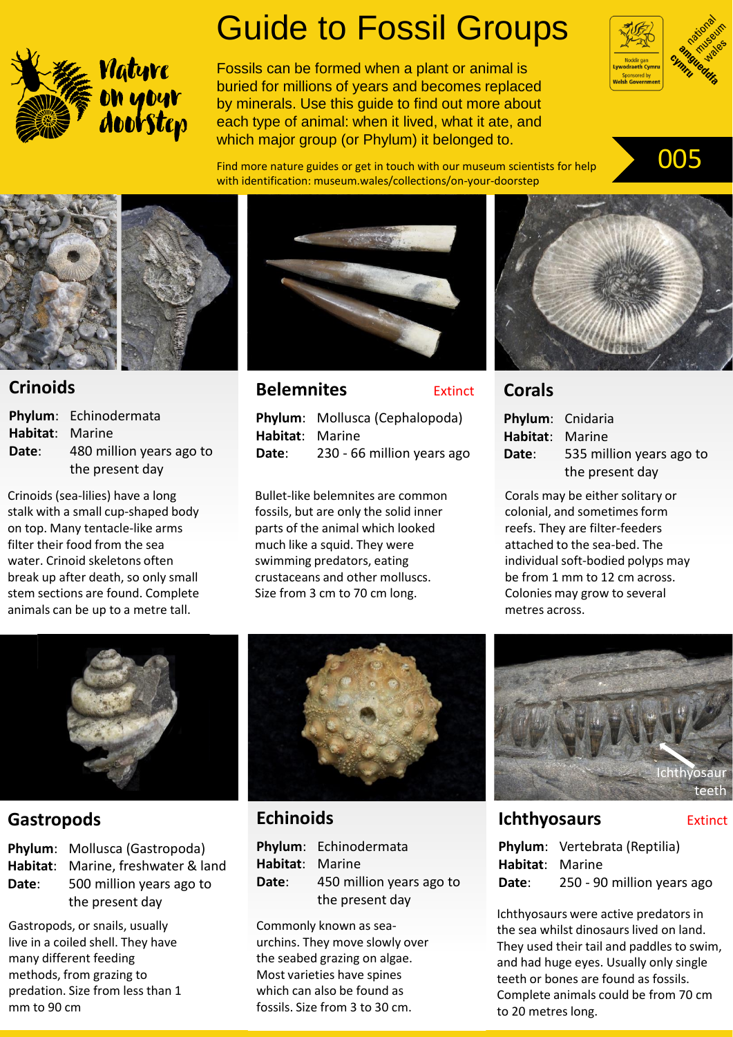# Guide to Fossil Groups

Nature on your doorstep

Fossils can be formed when a plant or animal is buried for millions of years and becomes replaced by minerals. Use this guide to find out more about each type of animal: when it lived, what it ate, and which major group (or Phylum) it belonged to.

Find more nature guides or get in touch with our museum scientists for help with identification: museum.wales/collections/on-your-doorstep

005

## Crinoids

**Phylum**: Echinodermata
**Habitat**: Marine
**Date**: 480 million years ago to the present day

Crinoids (sea-lilies) have a long stalk with a small cup-shaped body on top. Many tentacle-like arms filter their food from the sea water. Crinoid skeletons often break up after death, so only small stem sections are found. Complete animals can be up to a metre tall.

## Belemnites

Extinct

**Phylum**: Mollusca (Cephalopoda)
**Habitat**: Marine
**Date**: 230 - 66 million years ago

Bullet-like belemnites are common fossils, but are only the solid inner parts of the animal which looked much like a squid. They were swimming predators, eating crustaceans and other molluscs. Size from 3 cm to 70 cm long.

## Corals

**Phylum**: Cnidaria
**Habitat**: Marine
**Date**: 535 million years ago to the present day

Corals may be either solitary or colonial, and sometimes form reefs. They are filter-feeders attached to the sea-bed. The individual soft-bodied polyps may be from 1 mm to 12 cm across. Colonies may grow to several metres across.

## Gastropods

**Phylum**: Mollusca (Gastropoda)
**Habitat**: Marine, freshwater & land
**Date**: 500 million years ago to the present day

Gastropods, or snails, usually live in a coiled shell. They have many different feeding methods, from grazing to predation. Size from less than 1 mm to 90 cm

## Echinoids

**Phylum**: Echinodermata
**Habitat**: Marine
**Date**: 450 million years ago to the present day

Commonly known as sea-urchins. They move slowly over the seabed grazing on algae. Most varieties have spines which can also be found as fossils. Size from 3 to 30 cm.

## Ichthyosaurs

Extinct

Ichthyosaur teeth

**Phylum**: Vertebrata (Reptilia)
**Habitat**: Marine
**Date**: 250 - 90 million years ago

Ichthyosaurs were active predators in the sea whilst dinosaurs lived on land. They used their tail and paddles to swim, and had huge eyes. Usually only single teeth or bones are found as fossils. Complete animals could be from 70 cm to 20 metres long.